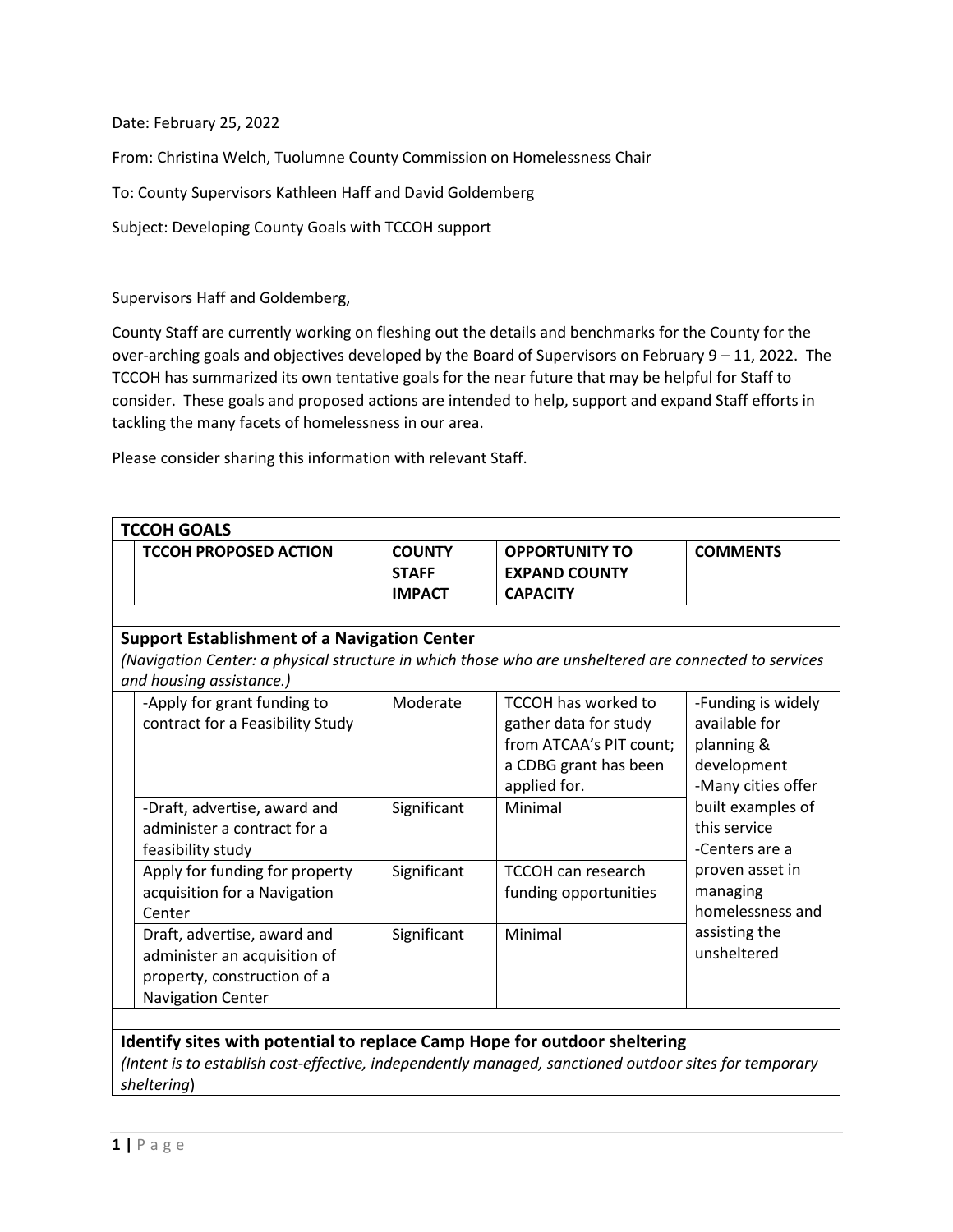Date: February 25, 2022

From: Christina Welch, Tuolumne County Commission on Homelessness Chair

To: County Supervisors Kathleen Haff and David Goldemberg

Subject: Developing County Goals with TCCOH support

Supervisors Haff and Goldemberg,

County Staff are currently working on fleshing out the details and benchmarks for the County for the over-arching goals and objectives developed by the Board of Supervisors on February 9 – 11, 2022. The TCCOH has summarized its own tentative goals for the near future that may be helpful for Staff to consider. These goals and proposed actions are intended to help, support and expand Staff efforts in tackling the many facets of homelessness in our area.

Please consider sharing this information with relevant Staff.

| **TCCOH GOALS** | | | |
|---|---|---|---|
| **TCCOH PROPOSED ACTION** | **COUNTY STAFF IMPACT** | **OPPORTUNITY TO EXPAND COUNTY CAPACITY** | **COMMENTS** |
| **Support Establishment of a Navigation Center** *(Navigation Center: a physical structure in which those who are unsheltered are connected to services and housing assistance.)* | | | |
| -Apply for grant funding to contract for a Feasibility Study | Moderate | TCCOH has worked to gather data for study from ATCAA's PIT count; a CDBG grant has been applied for. | -Funding is widely available for planning & development -Many cities offer built examples of this service -Centers are a proven asset in managing homelessness and assisting the unsheltered |
| -Draft, advertise, award and administer a contract for a feasibility study | Significant | Minimal | |
| Apply for funding for property acquisition for a Navigation Center | Significant | TCCOH can research funding opportunities | |
| Draft, advertise, award and administer an acquisition of property, construction of a Navigation Center | Significant | Minimal | |
| **Identify sites with potential to replace Camp Hope for outdoor sheltering** *(Intent is to establish cost-effective, independently managed, sanctioned outdoor sites for temporary sheltering)* | | | |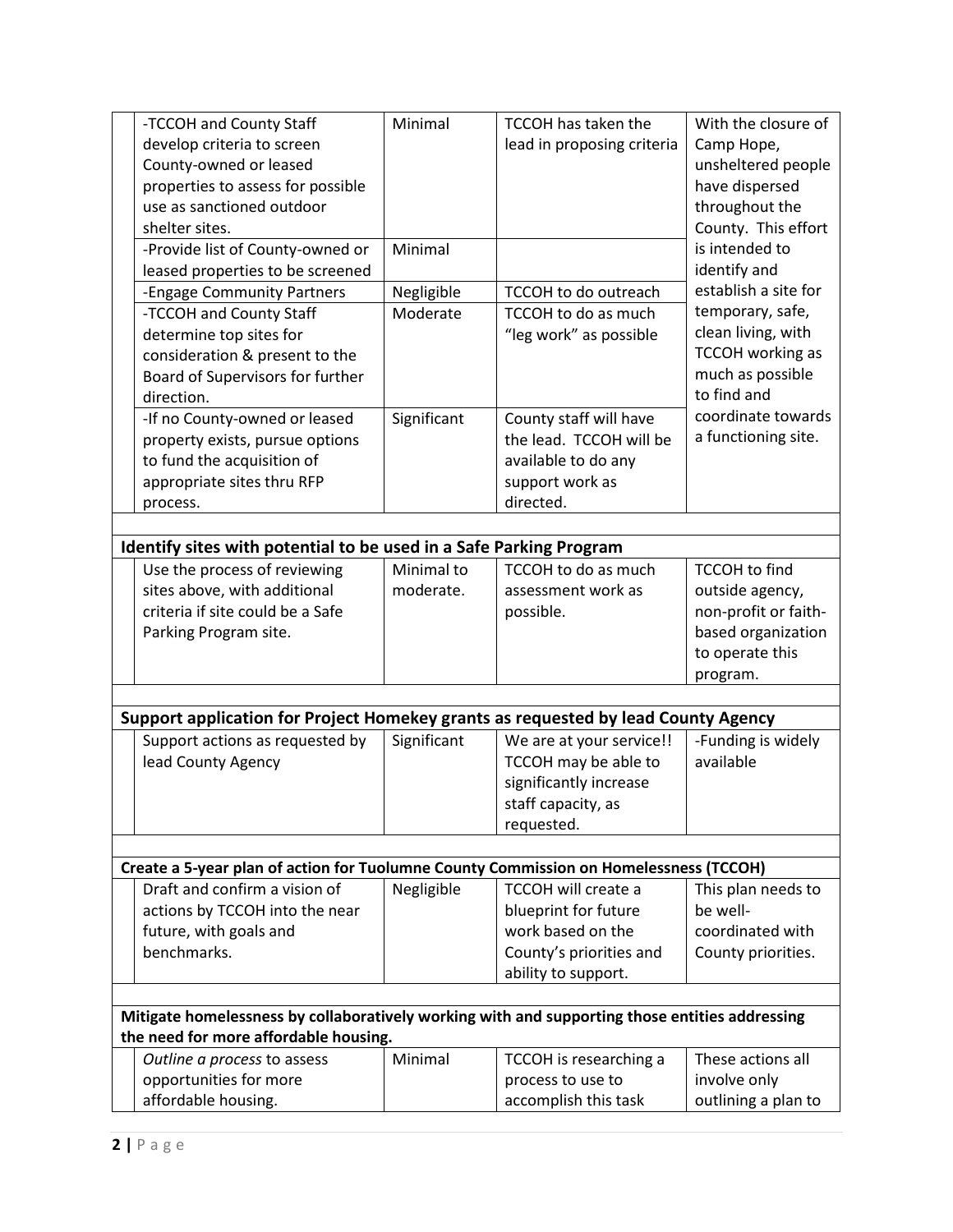|  | Action | Impact | TCCOH Role | Notes |
|---|---|---|---|---|
|  | -TCCOH and County Staff develop criteria to screen County-owned or leased properties to assess for possible use as sanctioned outdoor shelter sites. | Minimal | TCCOH has taken the lead in proposing criteria | With the closure of Camp Hope, unsheltered people have dispersed throughout the County. This effort is intended to identify and establish a site for temporary, safe, clean living, with TCCOH working as much as possible to find and coordinate towards a functioning site. |
|  | -Provide list of County-owned or leased properties to be screened | Minimal |  |  |
|  | -Engage Community Partners | Negligible | TCCOH to do outreach |  |
|  | -TCCOH and County Staff determine top sites for consideration & present to the Board of Supervisors for further direction. | Moderate | TCCOH to do as much "leg work" as possible |  |
|  | -If no County-owned or leased property exists, pursue options to fund the acquisition of appropriate sites thru RFP process. | Significant | County staff will have the lead. TCCOH will be available to do any support work as directed. |  |
| **Identify sites with potential to be used in a Safe Parking Program** | | | | |
|  | Use the process of reviewing sites above, with additional criteria if site could be a Safe Parking Program site. | Minimal to moderate. | TCCOH to do as much assessment work as possible. | TCCOH to find outside agency, non-profit or faith-based organization to operate this program. |
| **Support application for Project Homekey grants as requested by lead County Agency** | | | | |
|  | Support actions as requested by lead County Agency | Significant | We are at your service!! TCCOH may be able to significantly increase staff capacity, as requested. | -Funding is widely available |
| **Create a 5-year plan of action for Tuolumne County Commission on Homelessness (TCCOH)** | | | | |
|  | Draft and confirm a vision of actions by TCCOH into the near future, with goals and benchmarks. | Negligible | TCCOH will create a blueprint for future work based on the County's priorities and ability to support. | This plan needs to be well-coordinated with County priorities. |
| **Mitigate homelessness by collaboratively working with and supporting those entities addressing the need for more affordable housing.** | | | | |
|  | *Outline a process* to assess opportunities for more affordable housing. | Minimal | TCCOH is researching a process to use to accomplish this task | These actions all involve only outlining a plan to |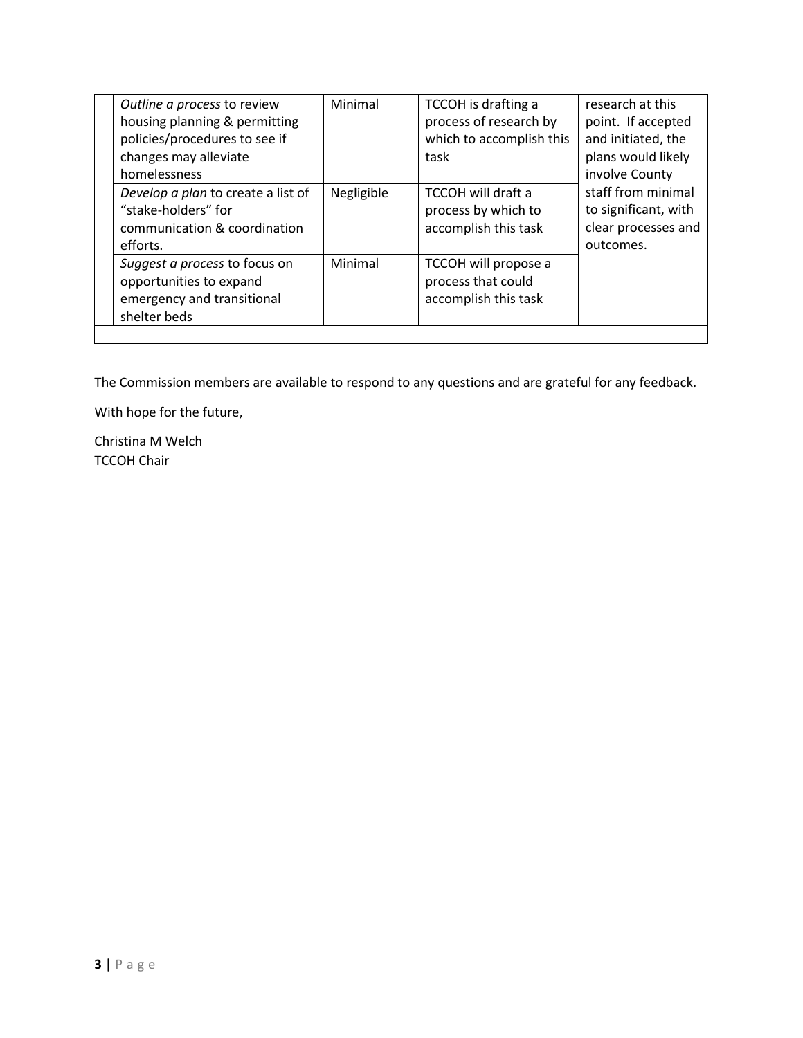| | | | | |
|---|---|---|---|---|
| | *Outline a process* to review housing planning & permitting policies/procedures to see if changes may alleviate homelessness | Minimal | TCCOH is drafting a process of research by which to accomplish this task | research at this point. If accepted and initiated, the plans would likely involve County staff from minimal to significant, with clear processes and outcomes. |
| | *Develop a plan* to create a list of "stake-holders" for communication & coordination efforts. | Negligible | TCCOH will draft a process by which to accomplish this task | |
| | *Suggest a process* to focus on opportunities to expand emergency and transitional shelter beds | Minimal | TCCOH will propose a process that could accomplish this task | |
| | | | | |

The Commission members are available to respond to any questions and are grateful for any feedback.

With hope for the future,

Christina M Welch
TCCOH Chair